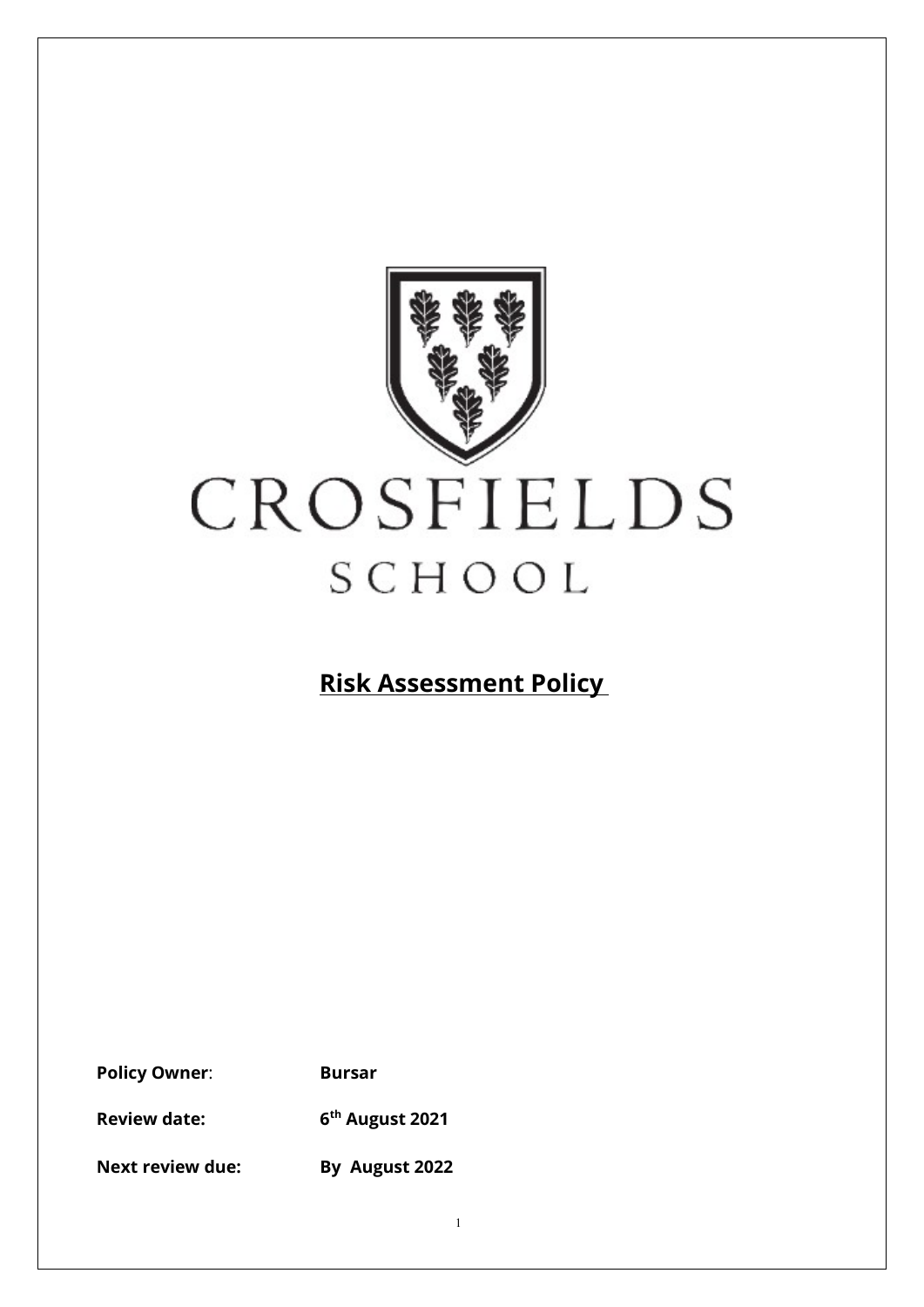# CROSFIELDS

## SCHOOL

# Risk Assessment Policy

**Policy Owner**: **Bursar**

**Review date:** **6th August 2021**

**Next review due:** **By August 2022**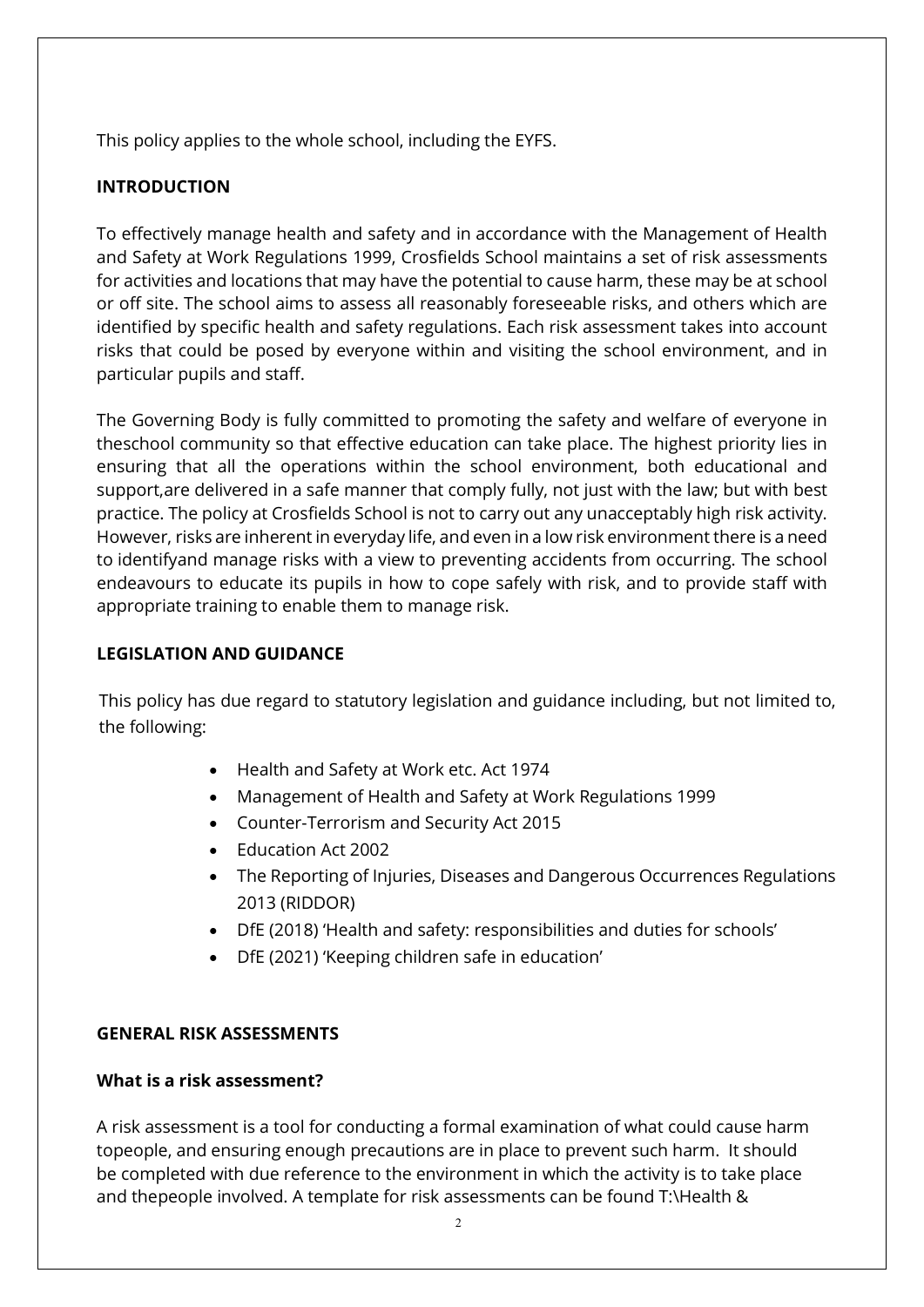This policy applies to the whole school, including the EYFS.

## INTRODUCTION

To effectively manage health and safety and in accordance with the Management of Health and Safety at Work Regulations 1999, Crosfields School maintains a set of risk assessments for activities and locations that may have the potential to cause harm, these may be at school or off site. The school aims to assess all reasonably foreseeable risks, and others which are identified by specific health and safety regulations. Each risk assessment takes into account risks that could be posed by everyone within and visiting the school environment, and in particular pupils and staff.

The Governing Body is fully committed to promoting the safety and welfare of everyone in theschool community so that effective education can take place. The highest priority lies in ensuring that all the operations within the school environment, both educational and support,are delivered in a safe manner that comply fully, not just with the law; but with best practice. The policy at Crosfields School is not to carry out any unacceptably high risk activity. However, risks are inherent in everyday life, and even in a low risk environment there is a need to identifyand manage risks with a view to preventing accidents from occurring. The school endeavours to educate its pupils in how to cope safely with risk, and to provide staff with appropriate training to enable them to manage risk.

## LEGISLATION AND GUIDANCE

This policy has due regard to statutory legislation and guidance including, but not limited to, the following:

- Health and Safety at Work etc. Act 1974
- Management of Health and Safety at Work Regulations 1999
- Counter-Terrorism and Security Act 2015
- Education Act 2002
- The Reporting of Injuries, Diseases and Dangerous Occurrences Regulations 2013 (RIDDOR)
- DfE (2018) 'Health and safety: responsibilities and duties for schools'
- DfE (2021) 'Keeping children safe in education'

## GENERAL RISK ASSESSMENTS

### What is a risk assessment?

A risk assessment is a tool for conducting a formal examination of what could cause harm topeople, and ensuring enough precautions are in place to prevent such harm. It should be completed with due reference to the environment in which the activity is to take place and thepeople involved. A template for risk assessments can be found T:\Health &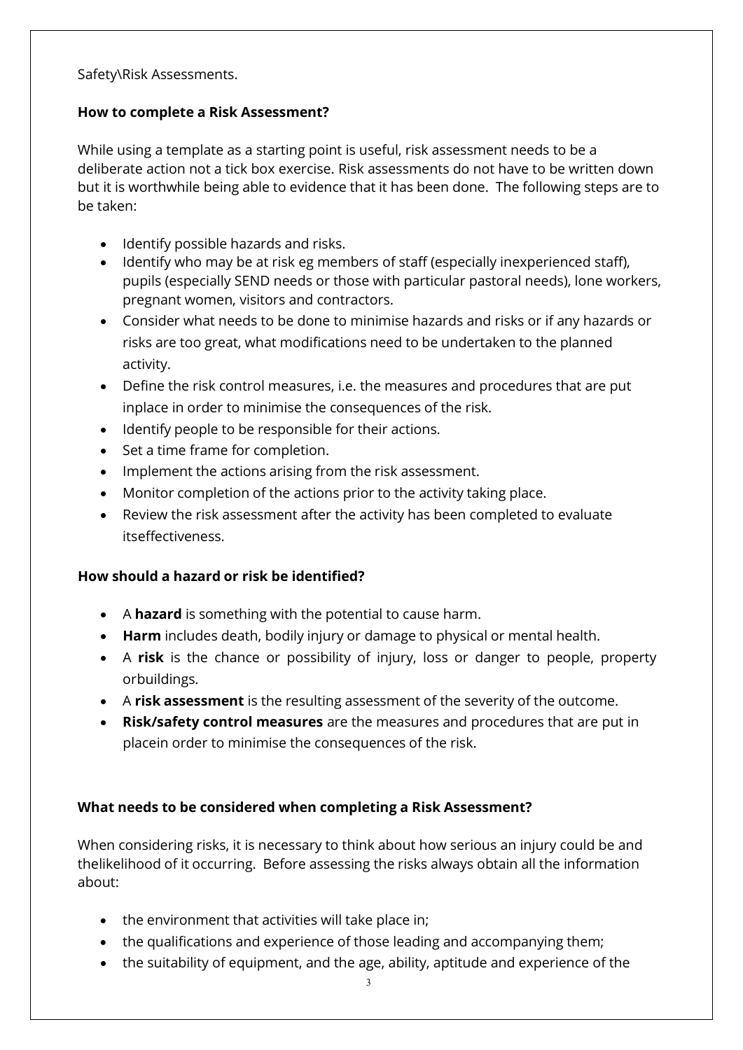Safety\Risk Assessments.

**How to complete a Risk Assessment?**

While using a template as a starting point is useful, risk assessment needs to be a deliberate action not a tick box exercise. Risk assessments do not have to be written down but it is worthwhile being able to evidence that it has been done. The following steps are to be taken:

- Identify possible hazards and risks.
- Identify who may be at risk eg members of staff (especially inexperienced staff), pupils (especially SEND needs or those with particular pastoral needs), lone workers, pregnant women, visitors and contractors.
- Consider what needs to be done to minimise hazards and risks or if any hazards or risks are too great, what modifications need to be undertaken to the planned activity.
- Define the risk control measures, i.e. the measures and procedures that are put inplace in order to minimise the consequences of the risk.
- Identify people to be responsible for their actions.
- Set a time frame for completion.
- Implement the actions arising from the risk assessment.
- Monitor completion of the actions prior to the activity taking place.
- Review the risk assessment after the activity has been completed to evaluate itseffectiveness.

**How should a hazard or risk be identified?**

- A **hazard** is something with the potential to cause harm.
- **Harm** includes death, bodily injury or damage to physical or mental health.
- A **risk** is the chance or possibility of injury, loss or danger to people, property orbuildings.
- A **risk assessment** is the resulting assessment of the severity of the outcome.
- **Risk/safety control measures** are the measures and procedures that are put in placein order to minimise the consequences of the risk.

**What needs to be considered when completing a Risk Assessment?**

When considering risks, it is necessary to think about how serious an injury could be and thelikelihood of it occurring. Before assessing the risks always obtain all the information about:

- the environment that activities will take place in;
- the qualifications and experience of those leading and accompanying them;
- the suitability of equipment, and the age, ability, aptitude and experience of the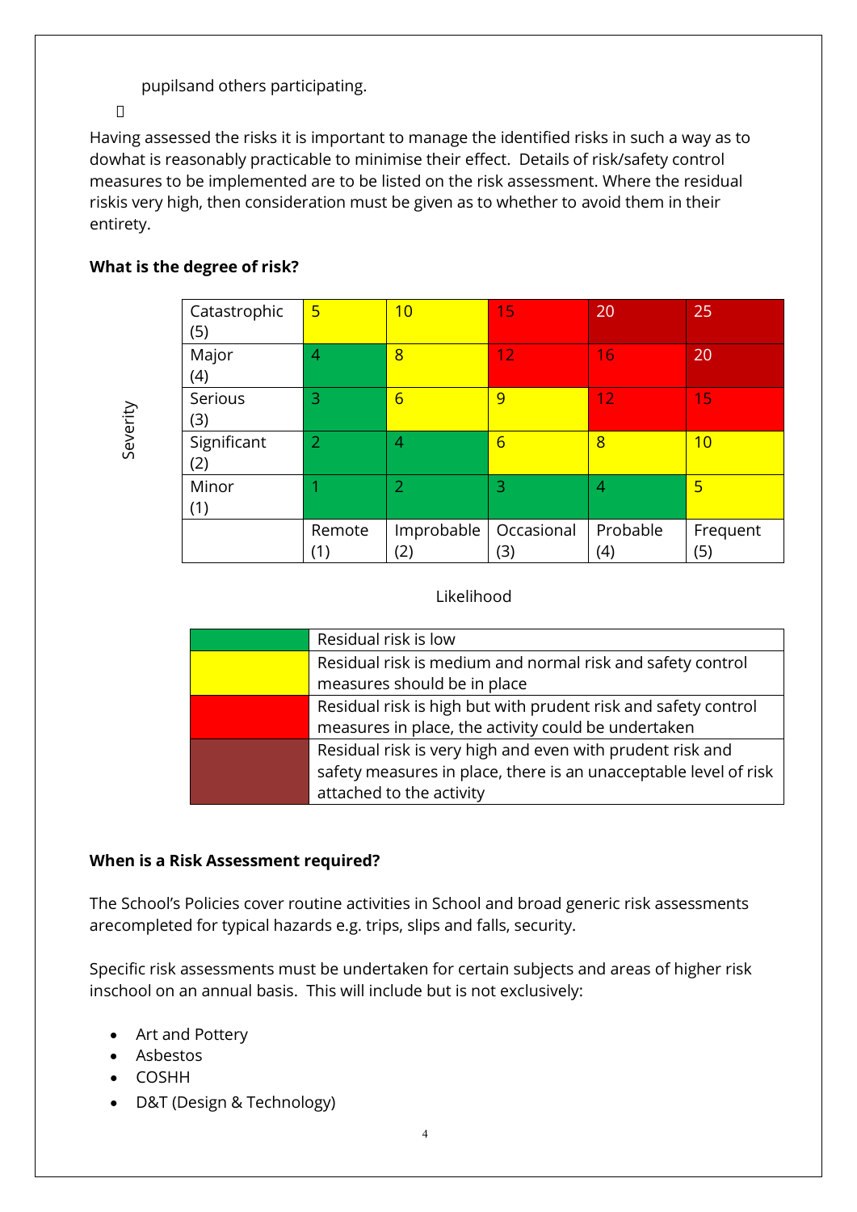pupilsand others participating.

Having assessed the risks it is important to manage the identified risks in such a way as to dowhat is reasonably practicable to minimise their effect. Details of risk/safety control measures to be implemented are to be listed on the risk assessment. Where the residual riskis very high, then consideration must be given as to whether to avoid them in their entirety.

**What is the degree of risk?**

| Severity | | | | | |
|---|---|---|---|---|---|
| Catastrophic (5) | 5 | 10 | 15 | 20 | 25 |
| Major (4) | 4 | 8 | 12 | 16 | 20 |
| Serious (3) | 3 | 6 | 9 | 12 | 15 |
| Significant (2) | 2 | 4 | 6 | 8 | 10 |
| Minor (1) | 1 | 2 | 3 | 4 | 5 |
| | Remote (1) | Improbable (2) | Occasional (3) | Probable (4) | Frequent (5) |

Likelihood

| Colour | Description |
|---|---|
| Green | Residual risk is low |
| Yellow | Residual risk is medium and normal risk and safety control measures should be in place |
| Red | Residual risk is high but with prudent risk and safety control measures in place, the activity could be undertaken |
| Dark red | Residual risk is very high and even with prudent risk and safety measures in place, there is an unacceptable level of risk attached to the activity |

**When is a Risk Assessment required?**

The School's Policies cover routine activities in School and broad generic risk assessments arecompleted for typical hazards e.g. trips, slips and falls, security.

Specific risk assessments must be undertaken for certain subjects and areas of higher risk inschool on an annual basis. This will include but is not exclusively:

- Art and Pottery
- Asbestos
- COSHH
- D&T (Design & Technology)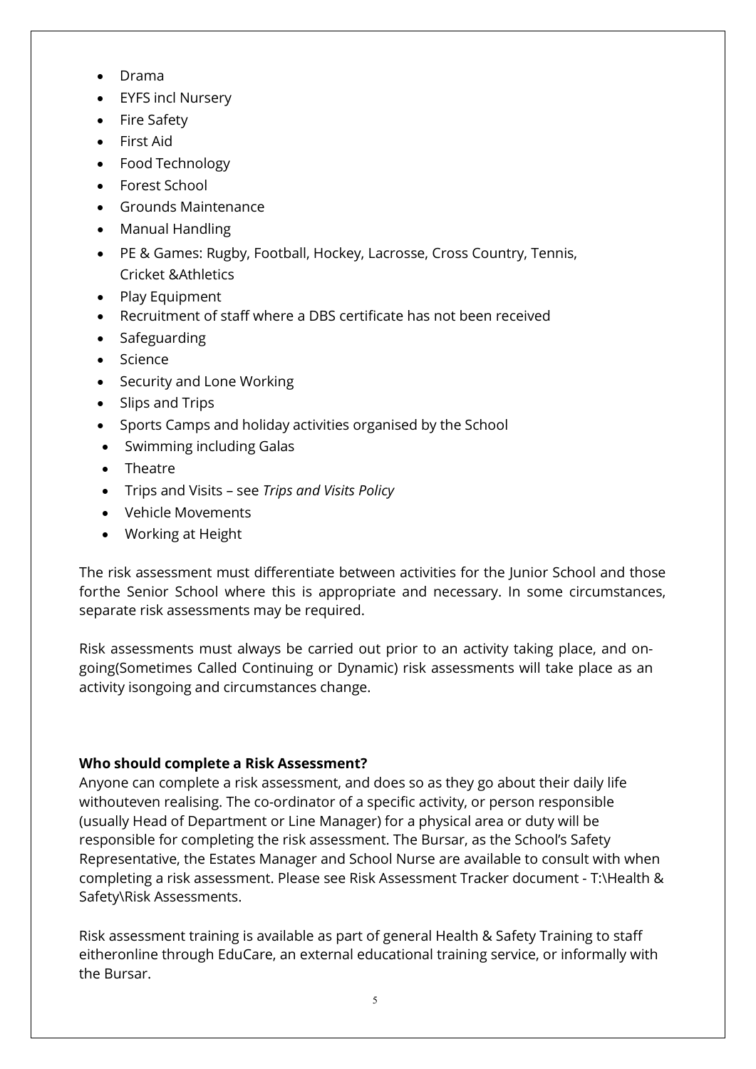- Drama
- EYFS incl Nursery
- Fire Safety
- First Aid
- Food Technology
- Forest School
- Grounds Maintenance
- Manual Handling
- PE & Games: Rugby, Football, Hockey, Lacrosse, Cross Country, Tennis, Cricket &Athletics
- Play Equipment
- Recruitment of staff where a DBS certificate has not been received
- Safeguarding
- Science
- Security and Lone Working
- Slips and Trips
- Sports Camps and holiday activities organised by the School
- Swimming including Galas
- Theatre
- Trips and Visits – see *Trips and Visits Policy*
- Vehicle Movements
- Working at Height

The risk assessment must differentiate between activities for the Junior School and those forthe Senior School where this is appropriate and necessary. In some circumstances, separate risk assessments may be required.

Risk assessments must always be carried out prior to an activity taking place, and on-going(Sometimes Called Continuing or Dynamic) risk assessments will take place as an activity isongoing and circumstances change.

**Who should complete a Risk Assessment?**

Anyone can complete a risk assessment, and does so as they go about their daily life withouteven realising. The co-ordinator of a specific activity, or person responsible (usually Head of Department or Line Manager) for a physical area or duty will be responsible for completing the risk assessment. The Bursar, as the School's Safety Representative, the Estates Manager and School Nurse are available to consult with when completing a risk assessment. Please see Risk Assessment Tracker document - T:\Health & Safety\Risk Assessments.

Risk assessment training is available as part of general Health & Safety Training to staff eitheronline through EduCare, an external educational training service, or informally with the Bursar.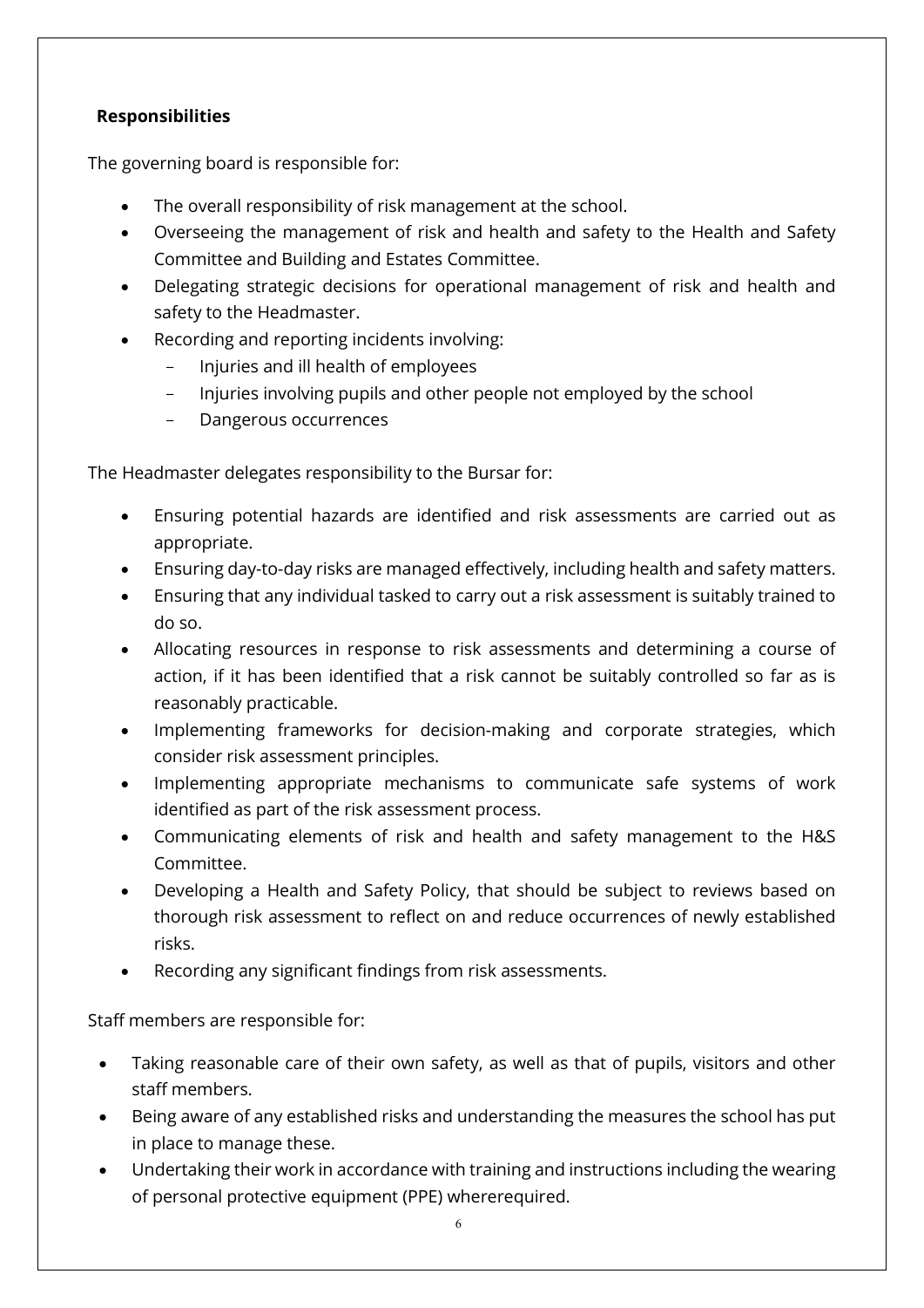**Responsibilities**

The governing board is responsible for:

- The overall responsibility of risk management at the school.
- Overseeing the management of risk and health and safety to the Health and Safety Committee and Building and Estates Committee.
- Delegating strategic decisions for operational management of risk and health and safety to the Headmaster.
- Recording and reporting incidents involving:
  - Injuries and ill health of employees
  - Injuries involving pupils and other people not employed by the school
  - Dangerous occurrences

The Headmaster delegates responsibility to the Bursar for:

- Ensuring potential hazards are identified and risk assessments are carried out as appropriate.
- Ensuring day-to-day risks are managed effectively, including health and safety matters.
- Ensuring that any individual tasked to carry out a risk assessment is suitably trained to do so.
- Allocating resources in response to risk assessments and determining a course of action, if it has been identified that a risk cannot be suitably controlled so far as is reasonably practicable.
- Implementing frameworks for decision-making and corporate strategies, which consider risk assessment principles.
- Implementing appropriate mechanisms to communicate safe systems of work identified as part of the risk assessment process.
- Communicating elements of risk and health and safety management to the H&S Committee.
- Developing a Health and Safety Policy, that should be subject to reviews based on thorough risk assessment to reflect on and reduce occurrences of newly established risks.
- Recording any significant findings from risk assessments.

Staff members are responsible for:

- Taking reasonable care of their own safety, as well as that of pupils, visitors and other staff members.
- Being aware of any established risks and understanding the measures the school has put in place to manage these.
- Undertaking their work in accordance with training and instructions including the wearing of personal protective equipment (PPE) whererequired.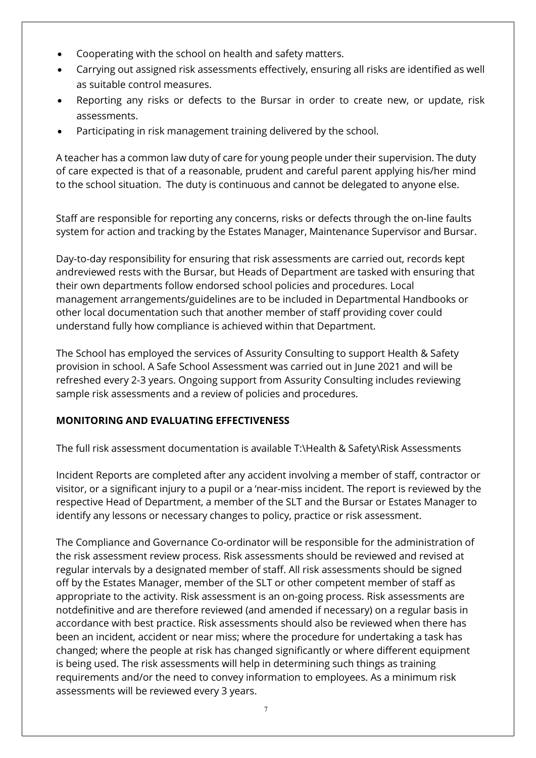- Cooperating with the school on health and safety matters.
- Carrying out assigned risk assessments effectively, ensuring all risks are identified as well as suitable control measures.
- Reporting any risks or defects to the Bursar in order to create new, or update, risk assessments.
- Participating in risk management training delivered by the school.

A teacher has a common law duty of care for young people under their supervision. The duty of care expected is that of a reasonable, prudent and careful parent applying his/her mind to the school situation. The duty is continuous and cannot be delegated to anyone else.

Staff are responsible for reporting any concerns, risks or defects through the on-line faults system for action and tracking by the Estates Manager, Maintenance Supervisor and Bursar.

Day-to-day responsibility for ensuring that risk assessments are carried out, records kept andreviewed rests with the Bursar, but Heads of Department are tasked with ensuring that their own departments follow endorsed school policies and procedures. Local management arrangements/guidelines are to be included in Departmental Handbooks or other local documentation such that another member of staff providing cover could understand fully how compliance is achieved within that Department.

The School has employed the services of Assurity Consulting to support Health & Safety provision in school. A Safe School Assessment was carried out in June 2021 and will be refreshed every 2-3 years. Ongoing support from Assurity Consulting includes reviewing sample risk assessments and a review of policies and procedures.

**MONITORING AND EVALUATING EFFECTIVENESS**

The full risk assessment documentation is available T:\Health & Safety\Risk Assessments

Incident Reports are completed after any accident involving a member of staff, contractor or visitor, or a significant injury to a pupil or a 'near-miss incident. The report is reviewed by the respective Head of Department, a member of the SLT and the Bursar or Estates Manager to identify any lessons or necessary changes to policy, practice or risk assessment.

The Compliance and Governance Co-ordinator will be responsible for the administration of the risk assessment review process. Risk assessments should be reviewed and revised at regular intervals by a designated member of staff. All risk assessments should be signed off by the Estates Manager, member of the SLT or other competent member of staff as appropriate to the activity. Risk assessment is an on-going process. Risk assessments are notdefinitive and are therefore reviewed (and amended if necessary) on a regular basis in accordance with best practice. Risk assessments should also be reviewed when there has been an incident, accident or near miss; where the procedure for undertaking a task has changed; where the people at risk has changed significantly or where different equipment is being used. The risk assessments will help in determining such things as training requirements and/or the need to convey information to employees. As a minimum risk assessments will be reviewed every 3 years.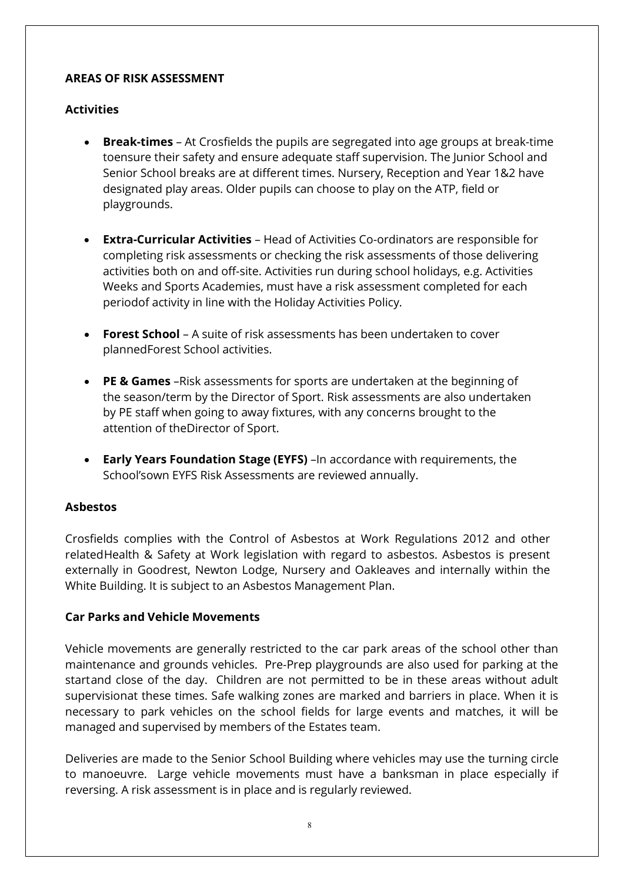## AREAS OF RISK ASSESSMENT

### Activities

- **Break-times** – At Crosfields the pupils are segregated into age groups at break-time toensure their safety and ensure adequate staff supervision. The Junior School and Senior School breaks are at different times. Nursery, Reception and Year 1&2 have designated play areas. Older pupils can choose to play on the ATP, field or playgrounds.

- **Extra-Curricular Activities** – Head of Activities Co-ordinators are responsible for completing risk assessments or checking the risk assessments of those delivering activities both on and off-site. Activities run during school holidays, e.g. Activities Weeks and Sports Academies, must have a risk assessment completed for each periodof activity in line with the Holiday Activities Policy.

- **Forest School** – A suite of risk assessments has been undertaken to cover plannedForest School activities.

- **PE & Games** –Risk assessments for sports are undertaken at the beginning of the season/term by the Director of Sport. Risk assessments are also undertaken by PE staff when going to away fixtures, with any concerns brought to the attention of theDirector of Sport.

- **Early Years Foundation Stage (EYFS)** –In accordance with requirements, the School'sown EYFS Risk Assessments are reviewed annually.

### Asbestos

Crosfields complies with the Control of Asbestos at Work Regulations 2012 and other relatedHealth & Safety at Work legislation with regard to asbestos. Asbestos is present externally in Goodrest, Newton Lodge, Nursery and Oakleaves and internally within the White Building. It is subject to an Asbestos Management Plan.

### Car Parks and Vehicle Movements

Vehicle movements are generally restricted to the car park areas of the school other than maintenance and grounds vehicles. Pre-Prep playgrounds are also used for parking at the startand close of the day. Children are not permitted to be in these areas without adult supervisionat these times. Safe walking zones are marked and barriers in place. When it is necessary to park vehicles on the school fields for large events and matches, it will be managed and supervised by members of the Estates team.

Deliveries are made to the Senior School Building where vehicles may use the turning circle to manoeuvre. Large vehicle movements must have a banksman in place especially if reversing. A risk assessment is in place and is regularly reviewed.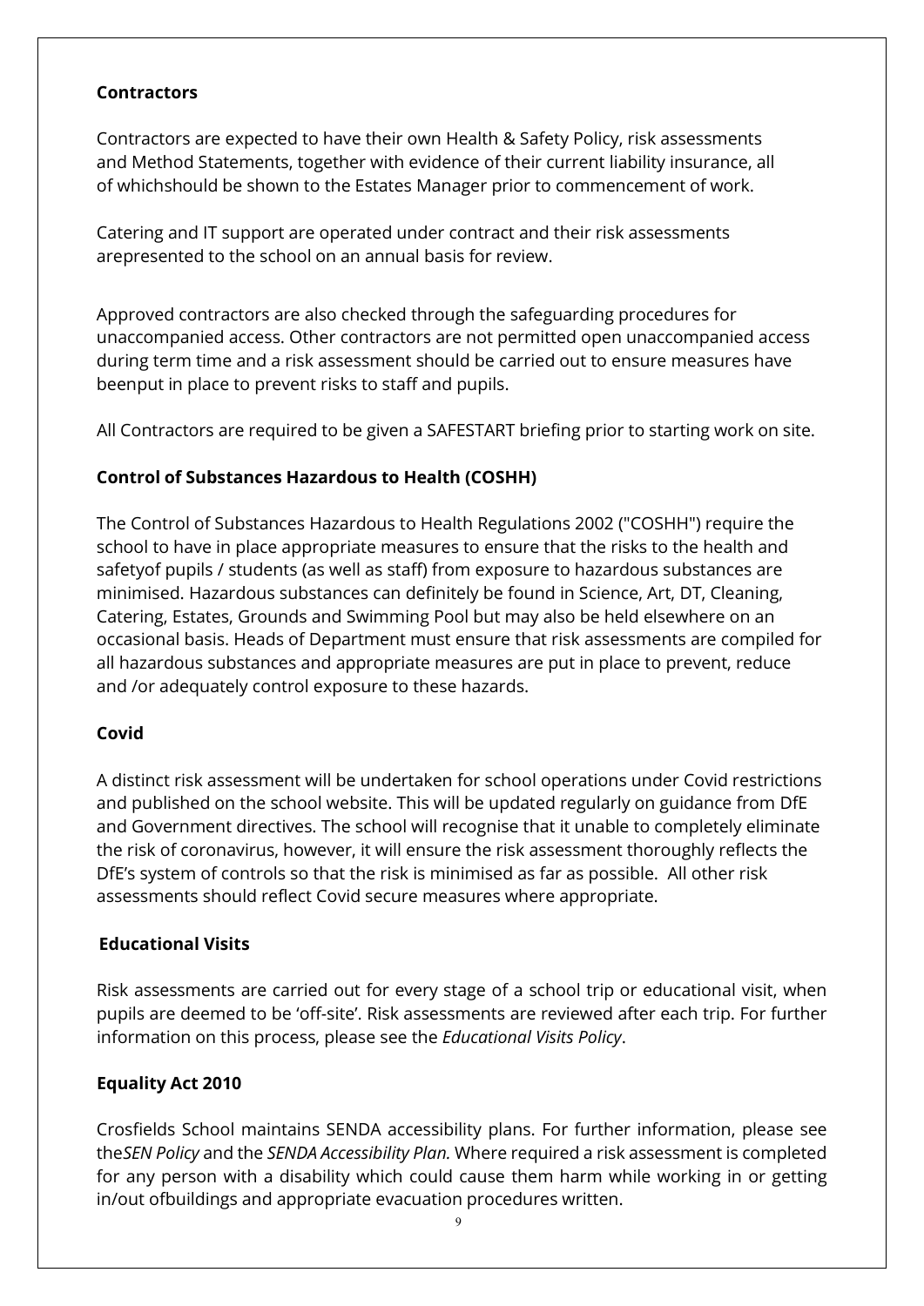**Contractors**

Contractors are expected to have their own Health & Safety Policy, risk assessments and Method Statements, together with evidence of their current liability insurance, all of whichshould be shown to the Estates Manager prior to commencement of work.

Catering and IT support are operated under contract and their risk assessments arepresented to the school on an annual basis for review.

Approved contractors are also checked through the safeguarding procedures for unaccompanied access. Other contractors are not permitted open unaccompanied access during term time and a risk assessment should be carried out to ensure measures have beenput in place to prevent risks to staff and pupils.

All Contractors are required to be given a SAFESTART briefing prior to starting work on site.

**Control of Substances Hazardous to Health (COSHH)**

The Control of Substances Hazardous to Health Regulations 2002 ("COSHH") require the school to have in place appropriate measures to ensure that the risks to the health and safetyof pupils / students (as well as staff) from exposure to hazardous substances are minimised. Hazardous substances can definitely be found in Science, Art, DT, Cleaning, Catering, Estates, Grounds and Swimming Pool but may also be held elsewhere on an occasional basis. Heads of Department must ensure that risk assessments are compiled for all hazardous substances and appropriate measures are put in place to prevent, reduce and /or adequately control exposure to these hazards.

**Covid**

A distinct risk assessment will be undertaken for school operations under Covid restrictions and published on the school website. This will be updated regularly on guidance from DfE and Government directives. The school will recognise that it unable to completely eliminate the risk of coronavirus, however, it will ensure the risk assessment thoroughly reflects the DfE's system of controls so that the risk is minimised as far as possible. All other risk assessments should reflect Covid secure measures where appropriate.

**Educational Visits**

Risk assessments are carried out for every stage of a school trip or educational visit, when pupils are deemed to be 'off-site'. Risk assessments are reviewed after each trip. For further information on this process, please see the *Educational Visits Policy*.

**Equality Act 2010**

Crosfields School maintains SENDA accessibility plans. For further information, please see the*SEN Policy* and the *SENDA Accessibility Plan.* Where required a risk assessment is completed for any person with a disability which could cause them harm while working in or getting in/out ofbuildings and appropriate evacuation procedures written.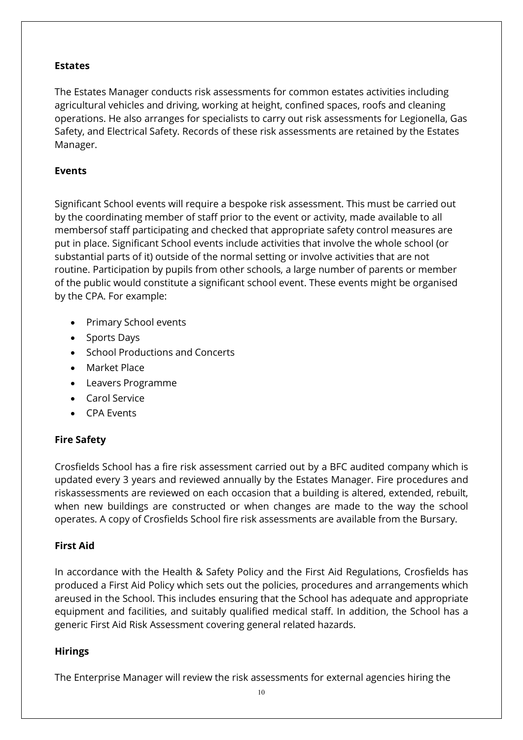**Estates**

The Estates Manager conducts risk assessments for common estates activities including agricultural vehicles and driving, working at height, confined spaces, roofs and cleaning operations. He also arranges for specialists to carry out risk assessments for Legionella, Gas Safety, and Electrical Safety. Records of these risk assessments are retained by the Estates Manager.

**Events**

Significant School events will require a bespoke risk assessment. This must be carried out by the coordinating member of staff prior to the event or activity, made available to all membersof staff participating and checked that appropriate safety control measures are put in place. Significant School events include activities that involve the whole school (or substantial parts of it) outside of the normal setting or involve activities that are not routine. Participation by pupils from other schools, a large number of parents or member of the public would constitute a significant school event. These events might be organised by the CPA. For example:

- Primary School events
- Sports Days
- School Productions and Concerts
- Market Place
- Leavers Programme
- Carol Service
- CPA Events

**Fire Safety**

Crosfields School has a fire risk assessment carried out by a BFC audited company which is updated every 3 years and reviewed annually by the Estates Manager. Fire procedures and riskassessments are reviewed on each occasion that a building is altered, extended, rebuilt, when new buildings are constructed or when changes are made to the way the school operates. A copy of Crosfields School fire risk assessments are available from the Bursary.

**First Aid**

In accordance with the Health & Safety Policy and the First Aid Regulations, Crosfields has produced a First Aid Policy which sets out the policies, procedures and arrangements which areused in the School. This includes ensuring that the School has adequate and appropriate equipment and facilities, and suitably qualified medical staff. In addition, the School has a generic First Aid Risk Assessment covering general related hazards.

**Hirings**

The Enterprise Manager will review the risk assessments for external agencies hiring the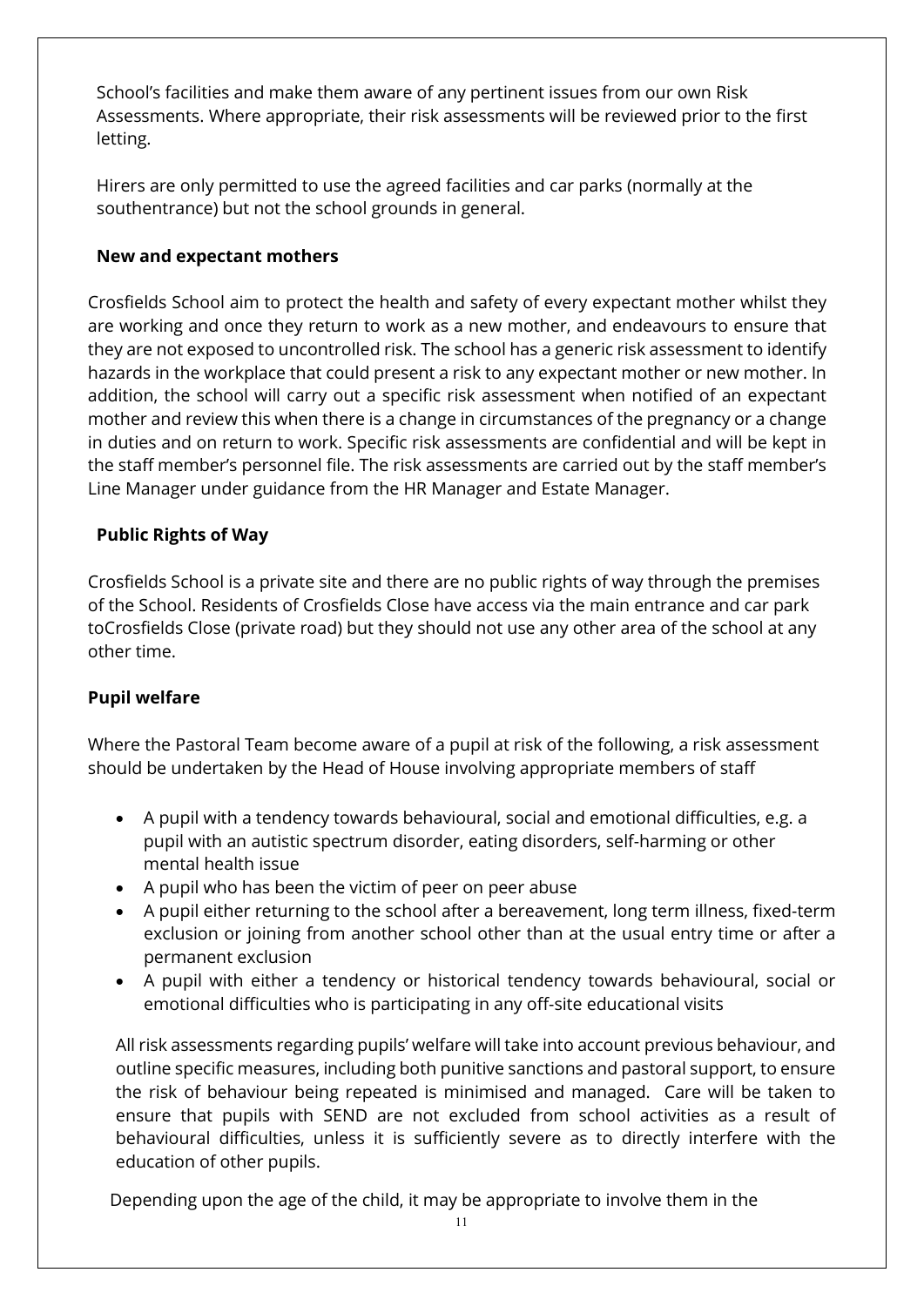School's facilities and make them aware of any pertinent issues from our own Risk Assessments. Where appropriate, their risk assessments will be reviewed prior to the first letting.

Hirers are only permitted to use the agreed facilities and car parks (normally at the southentrance) but not the school grounds in general.

**New and expectant mothers**

Crosfields School aim to protect the health and safety of every expectant mother whilst they are working and once they return to work as a new mother, and endeavours to ensure that they are not exposed to uncontrolled risk. The school has a generic risk assessment to identify hazards in the workplace that could present a risk to any expectant mother or new mother. In addition, the school will carry out a specific risk assessment when notified of an expectant mother and review this when there is a change in circumstances of the pregnancy or a change in duties and on return to work. Specific risk assessments are confidential and will be kept in the staff member's personnel file. The risk assessments are carried out by the staff member's Line Manager under guidance from the HR Manager and Estate Manager.

**Public Rights of Way**

Crosfields School is a private site and there are no public rights of way through the premises of the School. Residents of Crosfields Close have access via the main entrance and car park toCrosfields Close (private road) but they should not use any other area of the school at any other time.

**Pupil welfare**

Where the Pastoral Team become aware of a pupil at risk of the following, a risk assessment should be undertaken by the Head of House involving appropriate members of staff

- A pupil with a tendency towards behavioural, social and emotional difficulties, e.g. a pupil with an autistic spectrum disorder, eating disorders, self-harming or other mental health issue
- A pupil who has been the victim of peer on peer abuse
- A pupil either returning to the school after a bereavement, long term illness, fixed-term exclusion or joining from another school other than at the usual entry time or after a permanent exclusion
- A pupil with either a tendency or historical tendency towards behavioural, social or emotional difficulties who is participating in any off-site educational visits

All risk assessments regarding pupils' welfare will take into account previous behaviour, and outline specific measures, including both punitive sanctions and pastoral support, to ensure the risk of behaviour being repeated is minimised and managed. Care will be taken to ensure that pupils with SEND are not excluded from school activities as a result of behavioural difficulties, unless it is sufficiently severe as to directly interfere with the education of other pupils.

Depending upon the age of the child, it may be appropriate to involve them in the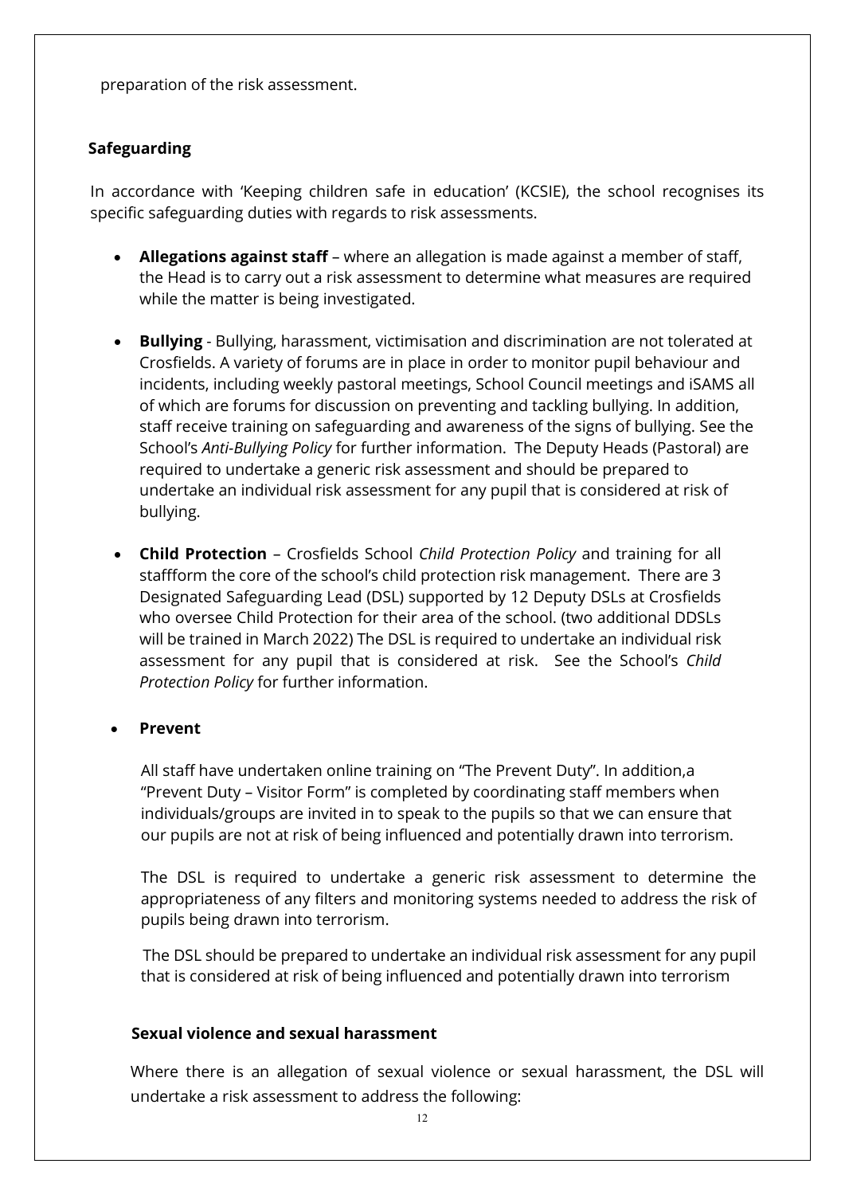preparation of the risk assessment.

### Safeguarding

In accordance with 'Keeping children safe in education' (KCSIE), the school recognises its specific safeguarding duties with regards to risk assessments.

- **Allegations against staff** – where an allegation is made against a member of staff, the Head is to carry out a risk assessment to determine what measures are required while the matter is being investigated.
- **Bullying** - Bullying, harassment, victimisation and discrimination are not tolerated at Crosfields. A variety of forums are in place in order to monitor pupil behaviour and incidents, including weekly pastoral meetings, School Council meetings and iSAMS all of which are forums for discussion on preventing and tackling bullying. In addition, staff receive training on safeguarding and awareness of the signs of bullying. See the School's *Anti-Bullying Policy* for further information. The Deputy Heads (Pastoral) are required to undertake a generic risk assessment and should be prepared to undertake an individual risk assessment for any pupil that is considered at risk of bullying.
- **Child Protection** – Crosfields School *Child Protection Policy* and training for all staffform the core of the school's child protection risk management. There are 3 Designated Safeguarding Lead (DSL) supported by 12 Deputy DSLs at Crosfields who oversee Child Protection for their area of the school. (two additional DDSLs will be trained in March 2022) The DSL is required to undertake an individual risk assessment for any pupil that is considered at risk. See the School's *Child Protection Policy* for further information.
- **Prevent**

  All staff have undertaken online training on "The Prevent Duty". In addition,a "Prevent Duty – Visitor Form" is completed by coordinating staff members when individuals/groups are invited in to speak to the pupils so that we can ensure that our pupils are not at risk of being influenced and potentially drawn into terrorism.

  The DSL is required to undertake a generic risk assessment to determine the appropriateness of any filters and monitoring systems needed to address the risk of pupils being drawn into terrorism.

  The DSL should be prepared to undertake an individual risk assessment for any pupil that is considered at risk of being influenced and potentially drawn into terrorism

### Sexual violence and sexual harassment

Where there is an allegation of sexual violence or sexual harassment, the DSL will undertake a risk assessment to address the following: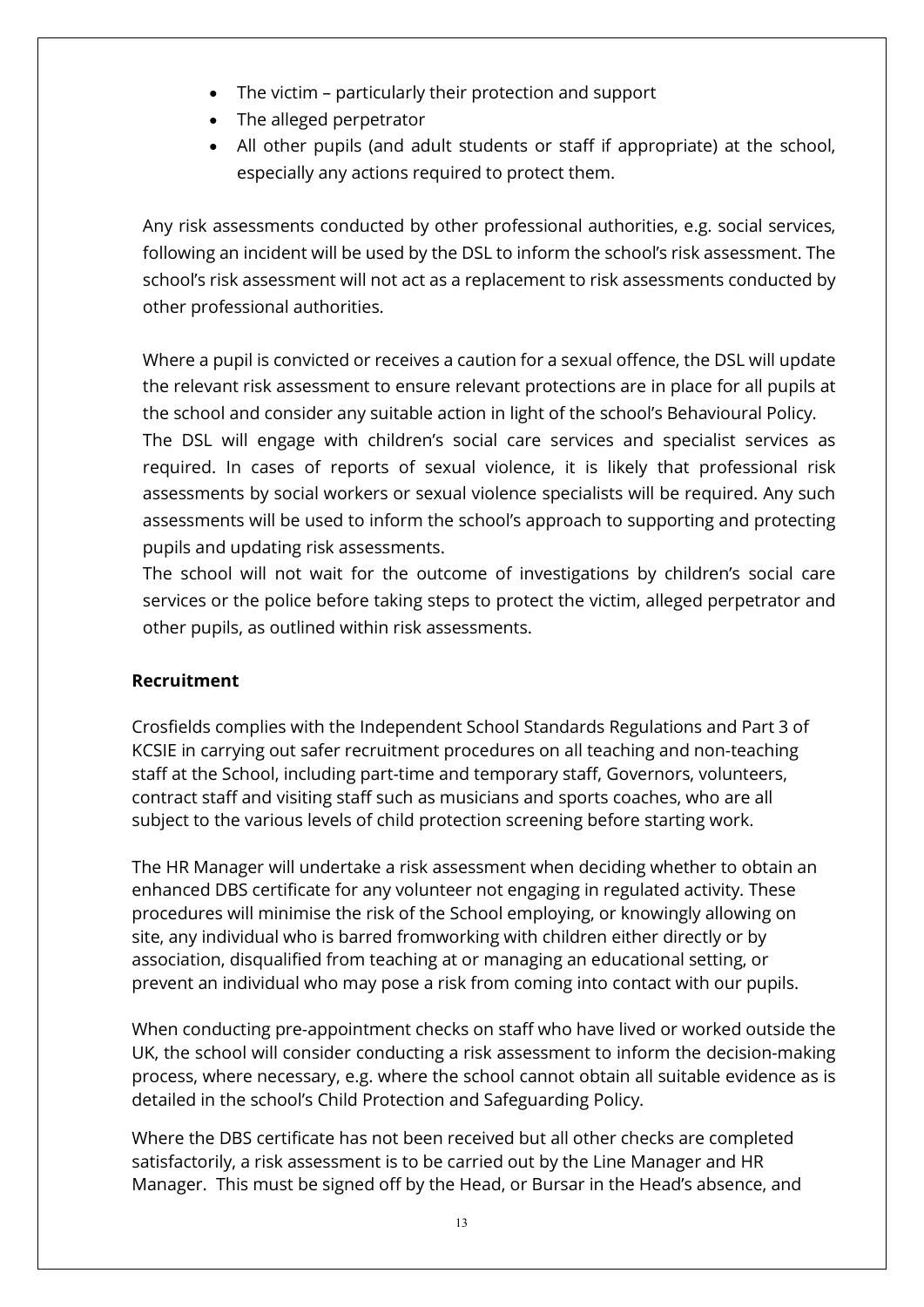- The victim – particularly their protection and support
- The alleged perpetrator
- All other pupils (and adult students or staff if appropriate) at the school, especially any actions required to protect them.

Any risk assessments conducted by other professional authorities, e.g. social services, following an incident will be used by the DSL to inform the school's risk assessment. The school's risk assessment will not act as a replacement to risk assessments conducted by other professional authorities.

Where a pupil is convicted or receives a caution for a sexual offence, the DSL will update the relevant risk assessment to ensure relevant protections are in place for all pupils at the school and consider any suitable action in light of the school's Behavioural Policy.
The DSL will engage with children's social care services and specialist services as required. In cases of reports of sexual violence, it is likely that professional risk assessments by social workers or sexual violence specialists will be required. Any such assessments will be used to inform the school's approach to supporting and protecting pupils and updating risk assessments.
The school will not wait for the outcome of investigations by children's social care services or the police before taking steps to protect the victim, alleged perpetrator and other pupils, as outlined within risk assessments.

**Recruitment**

Crosfields complies with the Independent School Standards Regulations and Part 3 of KCSIE in carrying out safer recruitment procedures on all teaching and non-teaching staff at the School, including part-time and temporary staff, Governors, volunteers, contract staff and visiting staff such as musicians and sports coaches, who are all subject to the various levels of child protection screening before starting work.

The HR Manager will undertake a risk assessment when deciding whether to obtain an enhanced DBS certificate for any volunteer not engaging in regulated activity. These procedures will minimise the risk of the School employing, or knowingly allowing on site, any individual who is barred fromworking with children either directly or by association, disqualified from teaching at or managing an educational setting, or prevent an individual who may pose a risk from coming into contact with our pupils.

When conducting pre-appointment checks on staff who have lived or worked outside the UK, the school will consider conducting a risk assessment to inform the decision-making process, where necessary, e.g. where the school cannot obtain all suitable evidence as is detailed in the school's Child Protection and Safeguarding Policy.

Where the DBS certificate has not been received but all other checks are completed satisfactorily, a risk assessment is to be carried out by the Line Manager and HR Manager. This must be signed off by the Head, or Bursar in the Head's absence, and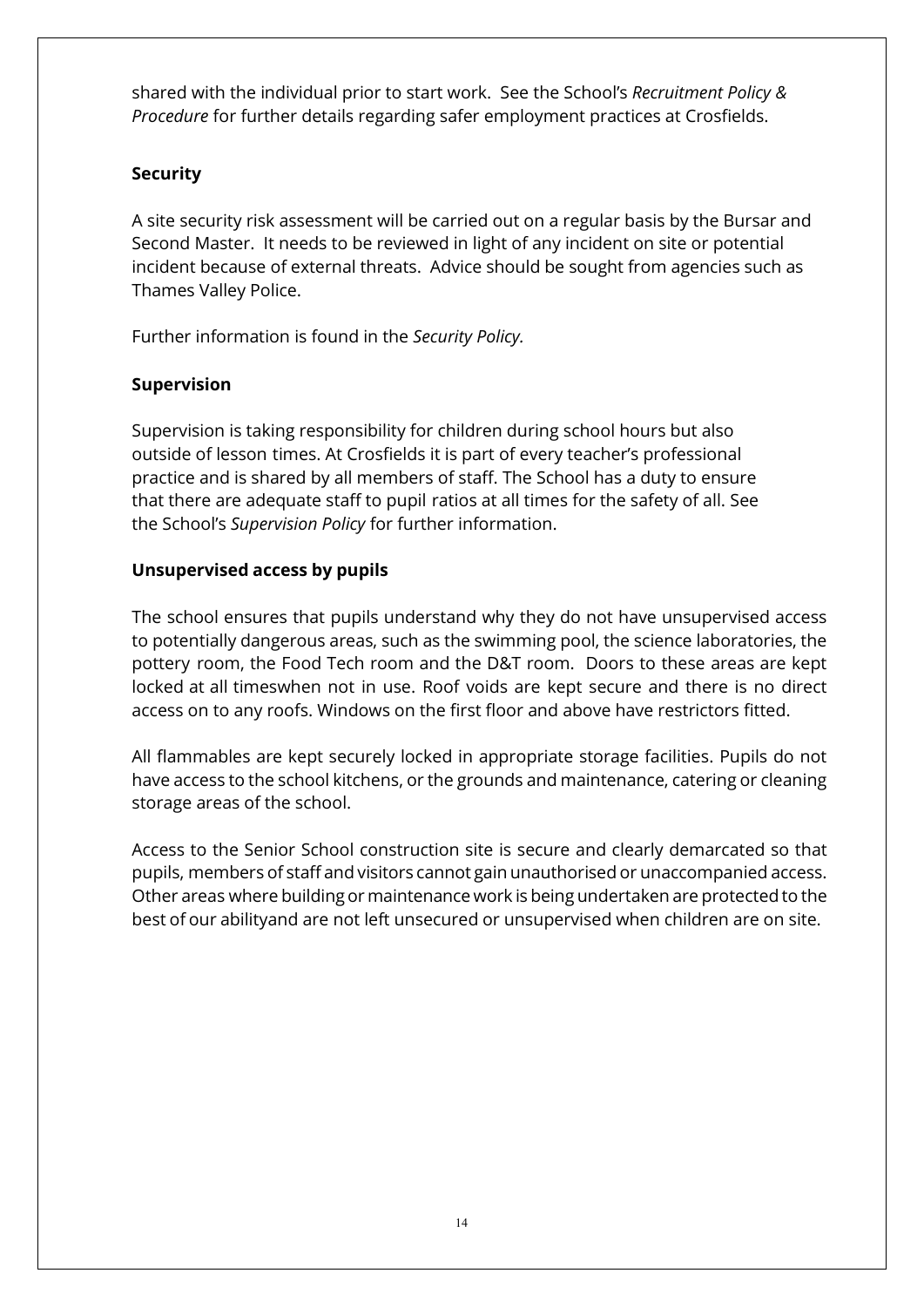shared with the individual prior to start work. See the School's *Recruitment Policy & Procedure* for further details regarding safer employment practices at Crosfields.

**Security**

A site security risk assessment will be carried out on a regular basis by the Bursar and Second Master. It needs to be reviewed in light of any incident on site or potential incident because of external threats. Advice should be sought from agencies such as Thames Valley Police.

Further information is found in the *Security Policy.*

**Supervision**

Supervision is taking responsibility for children during school hours but also outside of lesson times. At Crosfields it is part of every teacher's professional practice and is shared by all members of staff. The School has a duty to ensure that there are adequate staff to pupil ratios at all times for the safety of all. See the School's *Supervision Policy* for further information.

**Unsupervised access by pupils**

The school ensures that pupils understand why they do not have unsupervised access to potentially dangerous areas, such as the swimming pool, the science laboratories, the pottery room, the Food Tech room and the D&T room. Doors to these areas are kept locked at all timeswhen not in use. Roof voids are kept secure and there is no direct access on to any roofs. Windows on the first floor and above have restrictors fitted.

All flammables are kept securely locked in appropriate storage facilities. Pupils do not have access to the school kitchens, or the grounds and maintenance, catering or cleaning storage areas of the school.

Access to the Senior School construction site is secure and clearly demarcated so that pupils, members of staff and visitors cannot gain unauthorised or unaccompanied access. Other areas where building or maintenance work is being undertaken are protected to the best of our abilityand are not left unsecured or unsupervised when children are on site.